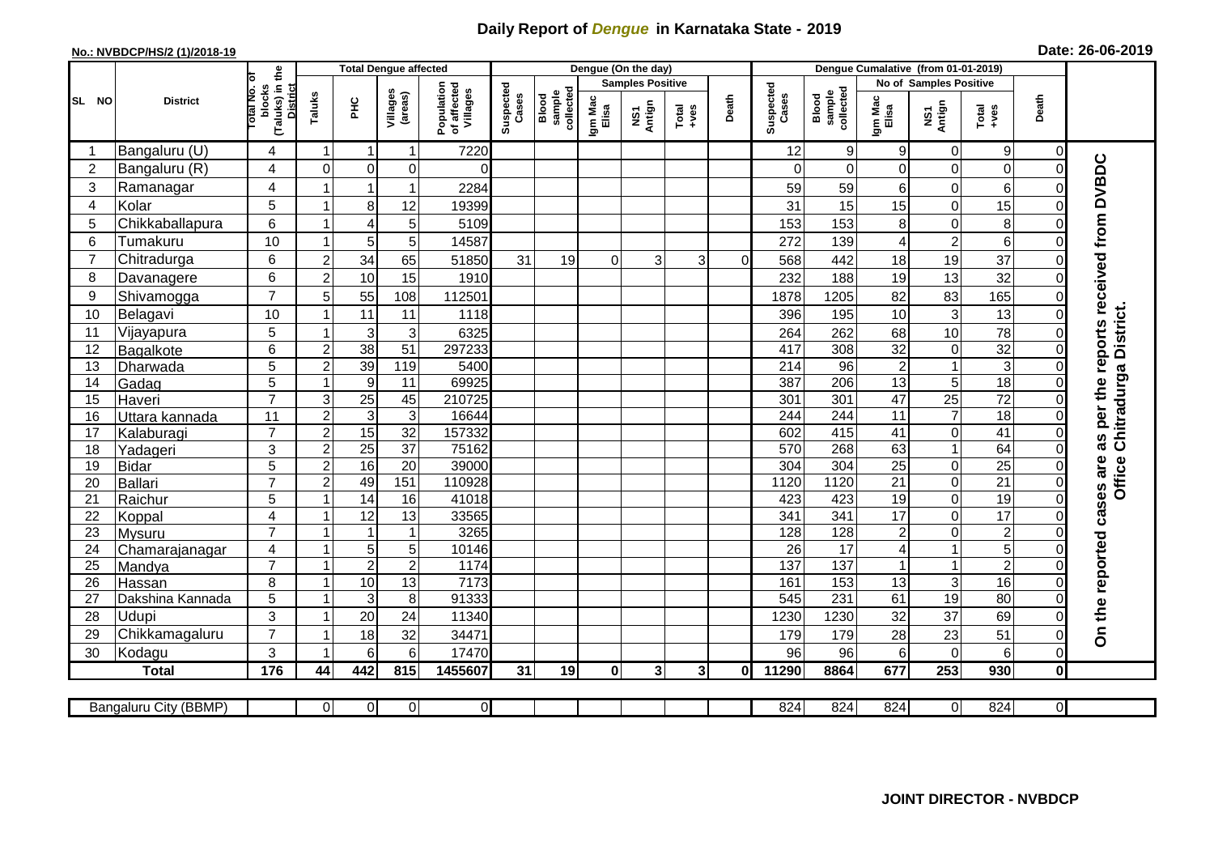# Daily Report of *Dengue* in Karnataka State - 2019

**No.: NVBDCP/HS/2 (1)/2018-19**

**Date: 26-06-2019**

| SL NO | District | Total No. of blocks (Taluks) in the District | Total Dengue affected | | | | Dengue (On the day) | | | | | | Dengue Cumalative (from 01-01-2019) | | | | | | |
|---|---|---|---|---|---|---|---|---|---|---|---|---|---|---|---|---|---|---|---|
| | | | Taluks | PHC | Villages (areas) | Population of affected Villages | Suspected Cases | Blood sample collected | Samples Positive | | | Death | Suspected Cases | Blood sample collected | No of Samples Positive | | | Death | |
| | | | | | | | | | Igm Mac Elisa | NS1 Antign | Total +ves | | | | Igm Mac Elisa | NS1 Antign | Total +ves | | |
| 1 | Bangaluru (U) | 4 | 1 | 1 | 1 | 7220 | | | | | | | 12 | 9 | 9 | 0 | 9 | 0 | On the reported cases are as per the reports received from DVBDC Office Chitradurga District. |
| 2 | Bangaluru (R) | 4 | 0 | 0 | 0 | 0 | | | | | | | 0 | 0 | 0 | 0 | 0 | 0 | |
| 3 | Ramanagar | 4 | 1 | 1 | 1 | 2284 | | | | | | | 59 | 59 | 6 | 0 | 6 | 0 | |
| 4 | Kolar | 5 | 1 | 8 | 12 | 19399 | | | | | | | 31 | 15 | 15 | 0 | 15 | 0 | |
| 5 | Chikkaballapura | 6 | 1 | 4 | 5 | 5109 | | | | | | | 153 | 153 | 8 | 0 | 8 | 0 | |
| 6 | Tumakuru | 10 | 1 | 5 | 5 | 14587 | | | | | | | 272 | 139 | 4 | 2 | 6 | 0 | |
| 7 | Chitradurga | 6 | 2 | 34 | 65 | 51850 | 31 | 19 | 0 | 3 | 3 | 0 | 568 | 442 | 18 | 19 | 37 | 0 | |
| 8 | Davanagere | 6 | 2 | 10 | 15 | 1910 | | | | | | | 232 | 188 | 19 | 13 | 32 | 0 | |
| 9 | Shivamogga | 7 | 5 | 55 | 108 | 112501 | | | | | | | 1878 | 1205 | 82 | 83 | 165 | 0 | |
| 10 | Belagavi | 10 | 1 | 11 | 11 | 1118 | | | | | | | 396 | 195 | 10 | 3 | 13 | 0 | |
| 11 | Vijayapura | 5 | 1 | 3 | 3 | 6325 | | | | | | | 264 | 262 | 68 | 10 | 78 | 0 | |
| 12 | Bagalkote | 6 | 2 | 38 | 51 | 297233 | | | | | | | 417 | 308 | 32 | 0 | 32 | 0 | |
| 13 | Dharwada | 5 | 2 | 39 | 119 | 5400 | | | | | | | 214 | 96 | 2 | 1 | 3 | 0 | |
| 14 | Gadag | 5 | 1 | 9 | 11 | 69925 | | | | | | | 387 | 206 | 13 | 5 | 18 | 0 | |
| 15 | Haveri | 7 | 3 | 25 | 45 | 210725 | | | | | | | 301 | 301 | 47 | 25 | 72 | 0 | |
| 16 | Uttara kannada | 11 | 2 | 3 | 3 | 16644 | | | | | | | 244 | 244 | 11 | 7 | 18 | 0 | |
| 17 | Kalaburagi | 7 | 2 | 15 | 32 | 157332 | | | | | | | 602 | 415 | 41 | 0 | 41 | 0 | |
| 18 | Yadageri | 3 | 2 | 25 | 37 | 75162 | | | | | | | 570 | 268 | 63 | 1 | 64 | 0 | |
| 19 | Bidar | 5 | 2 | 16 | 20 | 39000 | | | | | | | 304 | 304 | 25 | 0 | 25 | 0 | |
| 20 | Ballari | 7 | 2 | 49 | 151 | 110928 | | | | | | | 1120 | 1120 | 21 | 0 | 21 | 0 | |
| 21 | Raichur | 5 | 1 | 14 | 16 | 41018 | | | | | | | 423 | 423 | 19 | 0 | 19 | 0 | |
| 22 | Koppal | 4 | 1 | 12 | 13 | 33565 | | | | | | | 341 | 341 | 17 | 0 | 17 | 0 | |
| 23 | Mysuru | 7 | 1 | 1 | 1 | 3265 | | | | | | | 128 | 128 | 2 | 0 | 2 | 0 | |
| 24 | Chamarajanagar | 4 | 1 | 5 | 5 | 10146 | | | | | | | 26 | 17 | 4 | 1 | 5 | 0 | |
| 25 | Mandya | 7 | 1 | 2 | 2 | 1174 | | | | | | | 137 | 137 | 1 | 1 | 2 | 0 | |
| 26 | Hassan | 8 | 1 | 10 | 13 | 7173 | | | | | | | 161 | 153 | 13 | 3 | 16 | 0 | |
| 27 | Dakshina Kannada | 5 | 1 | 3 | 8 | 91333 | | | | | | | 545 | 231 | 61 | 19 | 80 | 0 | |
| 28 | Udupi | 3 | 1 | 20 | 24 | 11340 | | | | | | | 1230 | 1230 | 32 | 37 | 69 | 0 | |
| 29 | Chikkamagaluru | 7 | 1 | 18 | 32 | 34471 | | | | | | | 179 | 179 | 28 | 23 | 51 | 0 | |
| 30 | Kodagu | 3 | 1 | 6 | 6 | 17470 | | | | | | | 96 | 96 | 6 | 0 | 6 | 0 | |
| | **Total** | **176** | **44** | **442** | **815** | **1455607** | **31** | **19** | **0** | **3** | **3** | **0** | **11290** | **8864** | **677** | **253** | **930** | **0** | |

| Bangaluru City (BBMP) | | 0 | 0 | 0 | 0 | | | | | | | 824 | 824 | 824 | 0 | 824 | 0 |
|---|---|---|---|---|---|---|---|---|---|---|---|---|---|---|---|---|---|

**JOINT DIRECTOR - NVBDCP**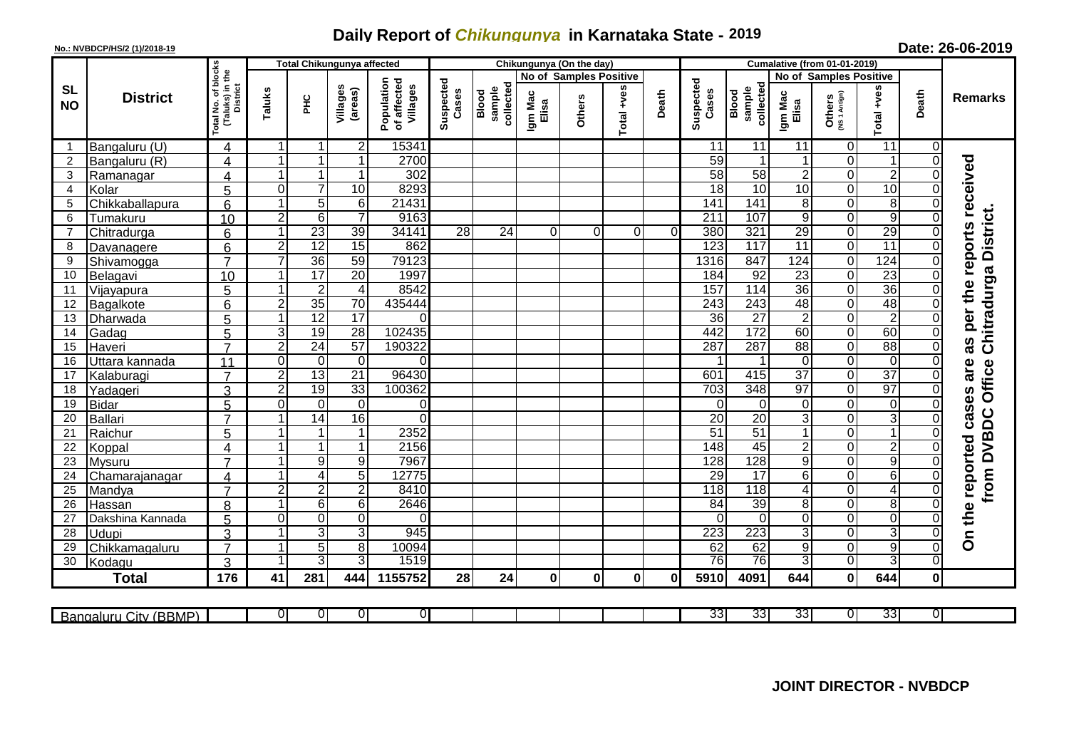# Daily Report of *Chikungunya* in Karnataka State - 2019

**No.: NVBDCP/HS/2 (1)/2018-19**

**Date: 26-06-2019**

| SL NO | District | Total No. of blocks (Taluks) in the District | Total Chikungunya affected | | | | Chikungunya (On the day) | | | | | | | Cumalative (from 01-01-2019) | | | | | | | Remarks |
|---|---|---|---|---|---|---|---|---|---|---|---|---|---|---|---|---|---|---|---|---|
| | | | Taluks | PHC | Villages (areas) | Population of affected Villages | Suspected Cases | Blood sample collected | No of Samples Positive | | | Death | Suspected Cases | Blood sample collected | No of Samples Positive | | | Death | |
| | | | | | | | | | Igm Mac Elisa | Others | Total +ves | | | | Igm Mac Elisa | Others (NS 1 Antign) | Total +ves | | |
| 1 | Bangaluru (U) | 4 | 1 | 1 | 2 | 15341 | | | | | | | 11 | 11 | 11 | 0 | 11 | 0 | On the reported cases are as per the reports received from DVBDC Office Chitradurga District. |
| 2 | Bangaluru (R) | 4 | 1 | 1 | 1 | 2700 | | | | | | | 59 | 1 | 1 | 0 | 1 | 0 | |
| 3 | Ramanagar | 4 | 1 | 1 | 1 | 302 | | | | | | | 58 | 58 | 2 | 0 | 2 | 0 | |
| 4 | Kolar | 5 | 0 | 7 | 10 | 8293 | | | | | | | 18 | 10 | 10 | 0 | 10 | 0 | |
| 5 | Chikkaballapura | 6 | 1 | 5 | 6 | 21431 | | | | | | | 141 | 141 | 8 | 0 | 8 | 0 | |
| 6 | Tumakuru | 10 | 2 | 6 | 7 | 9163 | | | | | | | 211 | 107 | 9 | 0 | 9 | 0 | |
| 7 | Chitradurga | 6 | 1 | 23 | 39 | 34141 | 28 | 24 | 0 | 0 | 0 | 0 | 380 | 321 | 29 | 0 | 29 | 0 | |
| 8 | Davanagere | 6 | 2 | 12 | 15 | 862 | | | | | | | 123 | 117 | 11 | 0 | 11 | 0 | |
| 9 | Shivamogga | 7 | 7 | 36 | 59 | 79123 | | | | | | | 1316 | 847 | 124 | 0 | 124 | 0 | |
| 10 | Belagavi | 10 | 1 | 17 | 20 | 1997 | | | | | | | 184 | 92 | 23 | 0 | 23 | 0 | |
| 11 | Vijayapura | 5 | 1 | 2 | 4 | 8542 | | | | | | | 157 | 114 | 36 | 0 | 36 | 0 | |
| 12 | Bagalkote | 6 | 2 | 35 | 70 | 435444 | | | | | | | 243 | 243 | 48 | 0 | 48 | 0 | |
| 13 | Dharwada | 5 | 1 | 12 | 17 | 0 | | | | | | | 36 | 27 | 2 | 0 | 2 | 0 | |
| 14 | Gadag | 5 | 3 | 19 | 28 | 102435 | | | | | | | 442 | 172 | 60 | 0 | 60 | 0 | |
| 15 | Haveri | 7 | 2 | 24 | 57 | 190322 | | | | | | | 287 | 287 | 88 | 0 | 88 | 0 | |
| 16 | Uttara kannada | 11 | 0 | 0 | 0 | 0 | | | | | | | 1 | 1 | 0 | 0 | 0 | 0 | |
| 17 | Kalaburagi | 7 | 2 | 13 | 21 | 96430 | | | | | | | 601 | 415 | 37 | 0 | 37 | 0 | |
| 18 | Yadageri | 3 | 2 | 19 | 33 | 100362 | | | | | | | 703 | 348 | 97 | 0 | 97 | 0 | |
| 19 | Bidar | 5 | 0 | 0 | 0 | 0 | | | | | | | 0 | 0 | 0 | 0 | 0 | 0 | |
| 20 | Ballari | 7 | 1 | 14 | 16 | 0 | | | | | | | 20 | 20 | 3 | 0 | 3 | 0 | |
| 21 | Raichur | 5 | 1 | 1 | 1 | 2352 | | | | | | | 51 | 51 | 1 | 0 | 1 | 0 | |
| 22 | Koppal | 4 | 1 | 1 | 1 | 2156 | | | | | | | 148 | 45 | 2 | 0 | 2 | 0 | |
| 23 | Mysuru | 7 | 1 | 9 | 9 | 7967 | | | | | | | 128 | 128 | 9 | 0 | 9 | 0 | |
| 24 | Chamarajanagar | 4 | 1 | 4 | 5 | 12775 | | | | | | | 29 | 17 | 6 | 0 | 6 | 0 | |
| 25 | Mandya | 7 | 2 | 2 | 2 | 8410 | | | | | | | 118 | 118 | 4 | 0 | 4 | 0 | |
| 26 | Hassan | 8 | 1 | 6 | 6 | 2646 | | | | | | | 84 | 39 | 8 | 0 | 8 | 0 | |
| 27 | Dakshina Kannada | 5 | 0 | 0 | 0 | 0 | | | | | | | 0 | 0 | 0 | 0 | 0 | 0 | |
| 28 | Udupi | 3 | 1 | 3 | 3 | 945 | | | | | | | 223 | 223 | 3 | 0 | 3 | 0 | |
| 29 | Chikkamagaluru | 7 | 1 | 5 | 8 | 10094 | | | | | | | 62 | 62 | 9 | 0 | 9 | 0 | |
| 30 | Kodagu | 3 | 1 | 3 | 3 | 1519 | | | | | | | 76 | 76 | 3 | 0 | 3 | 0 | |
| **Total** | | **176** | **41** | **281** | **444** | **1155752** | **28** | **24** | **0** | **0** | **0** | **0** | **5910** | **4091** | **644** | **0** | **644** | **0** | |

| | | | | | | | | | | | | | | | | | | |
|---|---|---|---|---|---|---|---|---|---|---|---|---|---|---|---|---|---|---|
| Bangaluru City (BBMP) | | 0 | 0 | 0 | 0 | | | | | | | 33 | 33 | 33 | 0 | 33 | 0 | |

**JOINT DIRECTOR - NVBDCP**